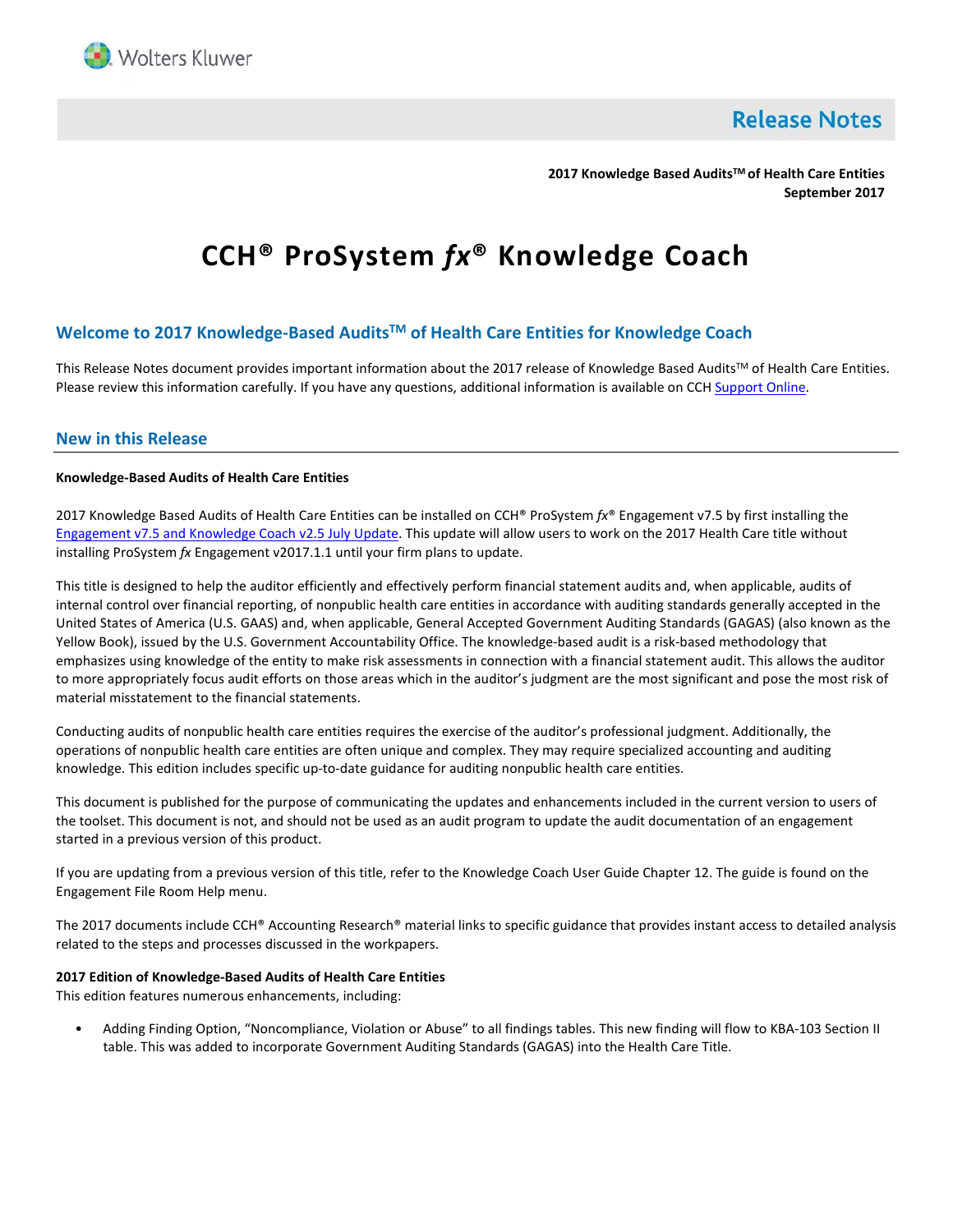# Release Notes

**2017 Knowledge Based Audits™ of Health Care Entities**
**September 2017**

# CCH® ProSystem *fx*® Knowledge Coach

## Welcome to 2017 Knowledge-Based Audits™ of Health Care Entities for Knowledge Coach

This Release Notes document provides important information about the 2017 release of Knowledge Based Audits™ of Health Care Entities. Please review this information carefully. If you have any questions, additional information is available on CCH Support Online.

## New in this Release

**Knowledge-Based Audits of Health Care Entities**

2017 Knowledge Based Audits of Health Care Entities can be installed on CCH® ProSystem *fx*® Engagement v7.5 by first installing the Engagement v7.5 and Knowledge Coach v2.5 July Update. This update will allow users to work on the 2017 Health Care title without installing ProSystem *fx* Engagement v2017.1.1 until your firm plans to update.

This title is designed to help the auditor efficiently and effectively perform financial statement audits and, when applicable, audits of internal control over financial reporting, of nonpublic health care entities in accordance with auditing standards generally accepted in the United States of America (U.S. GAAS) and, when applicable, General Accepted Government Auditing Standards (GAGAS) (also known as the Yellow Book), issued by the U.S. Government Accountability Office. The knowledge-based audit is a risk-based methodology that emphasizes using knowledge of the entity to make risk assessments in connection with a financial statement audit. This allows the auditor to more appropriately focus audit efforts on those areas which in the auditor's judgment are the most significant and pose the most risk of material misstatement to the financial statements.

Conducting audits of nonpublic health care entities requires the exercise of the auditor's professional judgment. Additionally, the operations of nonpublic health care entities are often unique and complex. They may require specialized accounting and auditing knowledge. This edition includes specific up-to-date guidance for auditing nonpublic health care entities.

This document is published for the purpose of communicating the updates and enhancements included in the current version to users of the toolset. This document is not, and should not be used as an audit program to update the audit documentation of an engagement started in a previous version of this product.

If you are updating from a previous version of this title, refer to the Knowledge Coach User Guide Chapter 12. The guide is found on the Engagement File Room Help menu.

The 2017 documents include CCH® Accounting Research® material links to specific guidance that provides instant access to detailed analysis related to the steps and processes discussed in the workpapers.

**2017 Edition of Knowledge-Based Audits of Health Care Entities**
This edition features numerous enhancements, including:

- Adding Finding Option, "Noncompliance, Violation or Abuse" to all findings tables. This new finding will flow to KBA-103 Section II table. This was added to incorporate Government Auditing Standards (GAGAS) into the Health Care Title.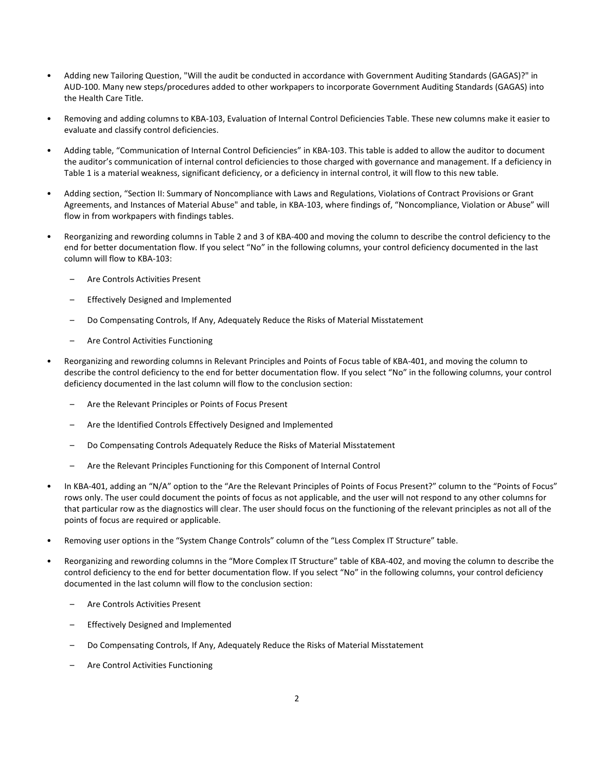- Adding new Tailoring Question, "Will the audit be conducted in accordance with Government Auditing Standards (GAGAS)?" in AUD-100. Many new steps/procedures added to other workpapers to incorporate Government Auditing Standards (GAGAS) into the Health Care Title.

- Removing and adding columns to KBA-103, Evaluation of Internal Control Deficiencies Table. These new columns make it easier to evaluate and classify control deficiencies.

- Adding table, "Communication of Internal Control Deficiencies" in KBA-103. This table is added to allow the auditor to document the auditor's communication of internal control deficiencies to those charged with governance and management. If a deficiency in Table 1 is a material weakness, significant deficiency, or a deficiency in internal control, it will flow to this new table.

- Adding section, "Section II: Summary of Noncompliance with Laws and Regulations, Violations of Contract Provisions or Grant Agreements, and Instances of Material Abuse" and table, in KBA-103, where findings of, "Noncompliance, Violation or Abuse" will flow in from workpapers with findings tables.

- Reorganizing and rewording columns in Table 2 and 3 of KBA-400 and moving the column to describe the control deficiency to the end for better documentation flow. If you select "No" in the following columns, your control deficiency documented in the last column will flow to KBA-103:

  - Are Controls Activities Present

  - Effectively Designed and Implemented

  - Do Compensating Controls, If Any, Adequately Reduce the Risks of Material Misstatement

  - Are Control Activities Functioning

- Reorganizing and rewording columns in Relevant Principles and Points of Focus table of KBA-401, and moving the column to describe the control deficiency to the end for better documentation flow. If you select "No" in the following columns, your control deficiency documented in the last column will flow to the conclusion section:

  - Are the Relevant Principles or Points of Focus Present

  - Are the Identified Controls Effectively Designed and Implemented

  - Do Compensating Controls Adequately Reduce the Risks of Material Misstatement

  - Are the Relevant Principles Functioning for this Component of Internal Control

- In KBA-401, adding an "N/A" option to the "Are the Relevant Principles of Points of Focus Present?" column to the "Points of Focus" rows only. The user could document the points of focus as not applicable, and the user will not respond to any other columns for that particular row as the diagnostics will clear. The user should focus on the functioning of the relevant principles as not all of the points of focus are required or applicable.

- Removing user options in the "System Change Controls" column of the "Less Complex IT Structure" table.

- Reorganizing and rewording columns in the "More Complex IT Structure" table of KBA-402, and moving the column to describe the control deficiency to the end for better documentation flow. If you select "No" in the following columns, your control deficiency documented in the last column will flow to the conclusion section:

  - Are Controls Activities Present

  - Effectively Designed and Implemented

  - Do Compensating Controls, If Any, Adequately Reduce the Risks of Material Misstatement

  - Are Control Activities Functioning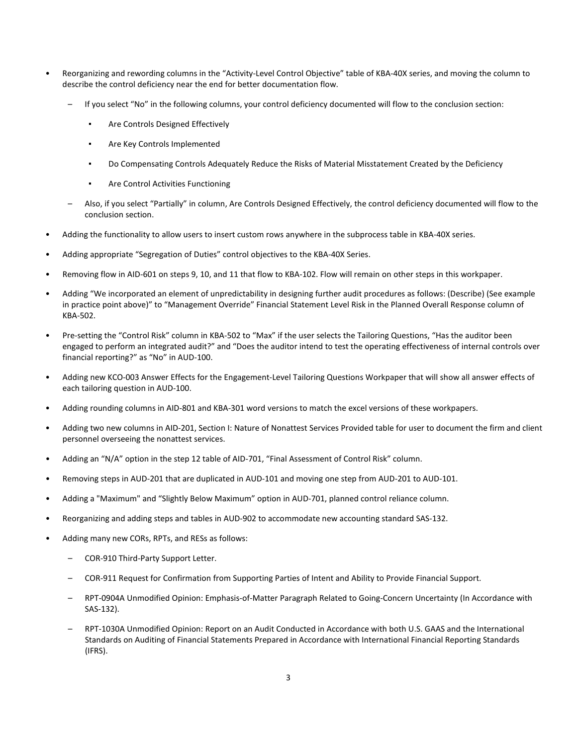- Reorganizing and rewording columns in the "Activity-Level Control Objective" table of KBA-40X series, and moving the column to describe the control deficiency near the end for better documentation flow.
  - If you select "No" in the following columns, your control deficiency documented will flow to the conclusion section:
    - Are Controls Designed Effectively
    - Are Key Controls Implemented
    - Do Compensating Controls Adequately Reduce the Risks of Material Misstatement Created by the Deficiency
    - Are Control Activities Functioning
  - Also, if you select "Partially" in column, Are Controls Designed Effectively, the control deficiency documented will flow to the conclusion section.
- Adding the functionality to allow users to insert custom rows anywhere in the subprocess table in KBA-40X series.
- Adding appropriate "Segregation of Duties" control objectives to the KBA-40X Series.
- Removing flow in AID-601 on steps 9, 10, and 11 that flow to KBA-102. Flow will remain on other steps in this workpaper.
- Adding "We incorporated an element of unpredictability in designing further audit procedures as follows: (Describe) (See example in practice point above)" to "Management Override" Financial Statement Level Risk in the Planned Overall Response column of KBA-502.
- Pre-setting the "Control Risk" column in KBA-502 to "Max" if the user selects the Tailoring Questions, "Has the auditor been engaged to perform an integrated audit?" and "Does the auditor intend to test the operating effectiveness of internal controls over financial reporting?" as "No" in AUD-100.
- Adding new KCO-003 Answer Effects for the Engagement-Level Tailoring Questions Workpaper that will show all answer effects of each tailoring question in AUD-100.
- Adding rounding columns in AID-801 and KBA-301 word versions to match the excel versions of these workpapers.
- Adding two new columns in AID-201, Section I: Nature of Nonattest Services Provided table for user to document the firm and client personnel overseeing the nonattest services.
- Adding an "N/A" option in the step 12 table of AID-701, "Final Assessment of Control Risk" column.
- Removing steps in AUD-201 that are duplicated in AUD-101 and moving one step from AUD-201 to AUD-101.
- Adding a "Maximum" and "Slightly Below Maximum" option in AUD-701, planned control reliance column.
- Reorganizing and adding steps and tables in AUD-902 to accommodate new accounting standard SAS-132.
- Adding many new CORs, RPTs, and RESs as follows:
  - COR-910 Third-Party Support Letter.
  - COR-911 Request for Confirmation from Supporting Parties of Intent and Ability to Provide Financial Support.
  - RPT-0904A Unmodified Opinion: Emphasis-of-Matter Paragraph Related to Going-Concern Uncertainty (In Accordance with SAS-132).
  - RPT-1030A Unmodified Opinion: Report on an Audit Conducted in Accordance with both U.S. GAAS and the International Standards on Auditing of Financial Statements Prepared in Accordance with International Financial Reporting Standards (IFRS).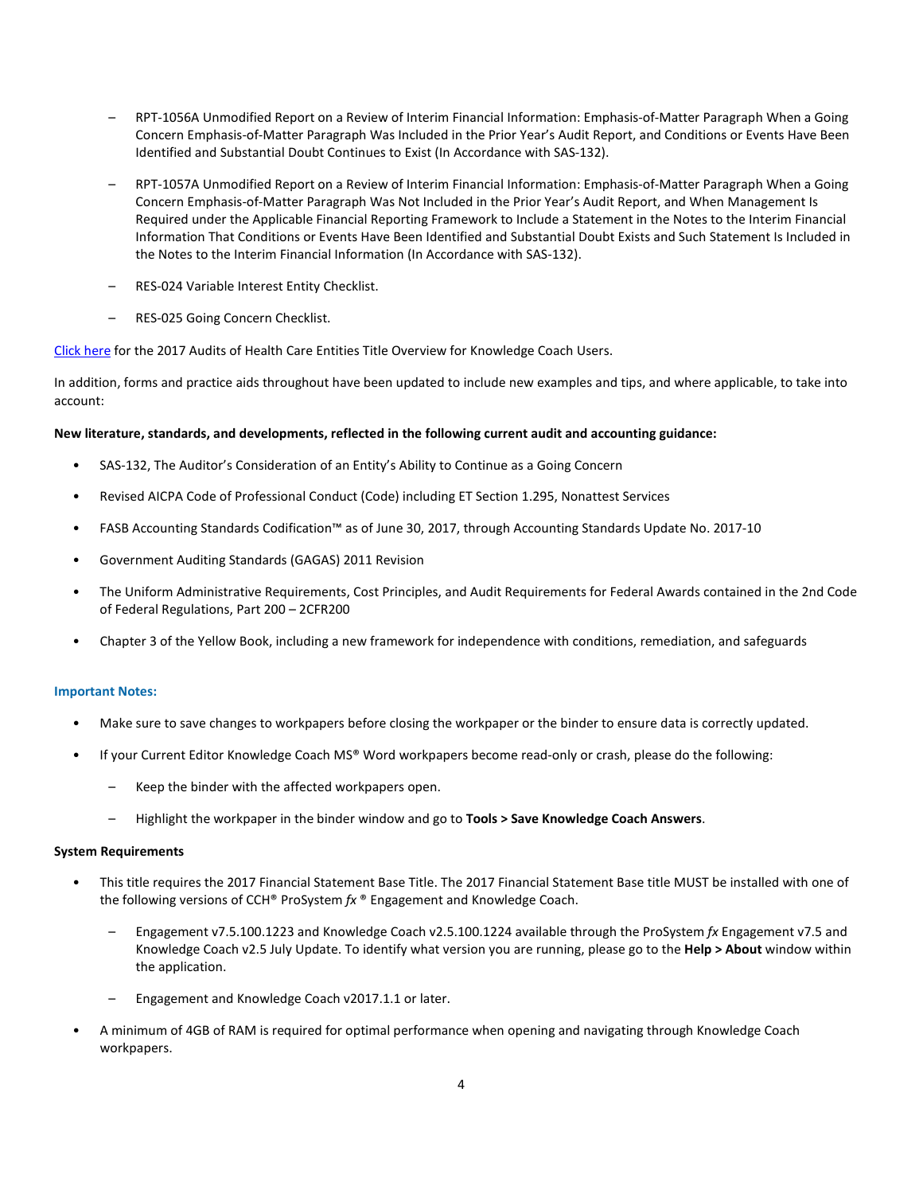- RPT-1056A Unmodified Report on a Review of Interim Financial Information: Emphasis-of-Matter Paragraph When a Going Concern Emphasis-of-Matter Paragraph Was Included in the Prior Year's Audit Report, and Conditions or Events Have Been Identified and Substantial Doubt Continues to Exist (In Accordance with SAS-132).
  - RPT-1057A Unmodified Report on a Review of Interim Financial Information: Emphasis-of-Matter Paragraph When a Going Concern Emphasis-of-Matter Paragraph Was Not Included in the Prior Year's Audit Report, and When Management Is Required under the Applicable Financial Reporting Framework to Include a Statement in the Notes to the Interim Financial Information That Conditions or Events Have Been Identified and Substantial Doubt Exists and Such Statement Is Included in the Notes to the Interim Financial Information (In Accordance with SAS-132).
  - RES-024 Variable Interest Entity Checklist.
  - RES-025 Going Concern Checklist.

Click here for the 2017 Audits of Health Care Entities Title Overview for Knowledge Coach Users.

In addition, forms and practice aids throughout have been updated to include new examples and tips, and where applicable, to take into account:

**New literature, standards, and developments, reflected in the following current audit and accounting guidance:**

- SAS-132, The Auditor's Consideration of an Entity's Ability to Continue as a Going Concern
- Revised AICPA Code of Professional Conduct (Code) including ET Section 1.295, Nonattest Services
- FASB Accounting Standards Codification™ as of June 30, 2017, through Accounting Standards Update No. 2017-10
- Government Auditing Standards (GAGAS) 2011 Revision
- The Uniform Administrative Requirements, Cost Principles, and Audit Requirements for Federal Awards contained in the 2nd Code of Federal Regulations, Part 200 – 2CFR200
- Chapter 3 of the Yellow Book, including a new framework for independence with conditions, remediation, and safeguards

### Important Notes:

- Make sure to save changes to workpapers before closing the workpaper or the binder to ensure data is correctly updated.
- If your Current Editor Knowledge Coach MS® Word workpapers become read-only or crash, please do the following:
  - Keep the binder with the affected workpapers open.
  - Highlight the workpaper in the binder window and go to **Tools > Save Knowledge Coach Answers**.

**System Requirements**

- This title requires the 2017 Financial Statement Base Title. The 2017 Financial Statement Base title MUST be installed with one of the following versions of CCH® ProSystem *fx* ® Engagement and Knowledge Coach.
  - Engagement v7.5.100.1223 and Knowledge Coach v2.5.100.1224 available through the ProSystem *fx* Engagement v7.5 and Knowledge Coach v2.5 July Update. To identify what version you are running, please go to the **Help > About** window within the application.
  - Engagement and Knowledge Coach v2017.1.1 or later.
- A minimum of 4GB of RAM is required for optimal performance when opening and navigating through Knowledge Coach workpapers.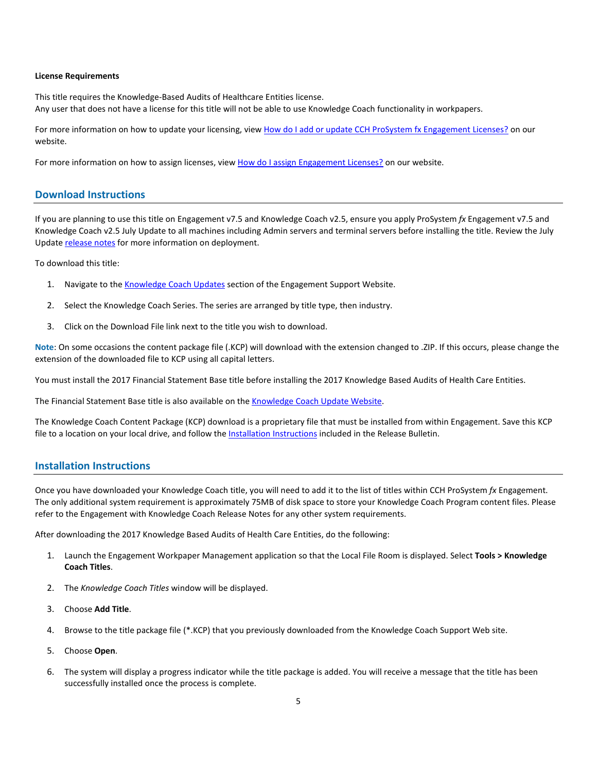**License Requirements**

This title requires the Knowledge-Based Audits of Healthcare Entities license.
Any user that does not have a license for this title will not be able to use Knowledge Coach functionality in workpapers.

For more information on how to update your licensing, view [How do I add or update CCH ProSystem fx Engagement Licenses?]() on our website.

For more information on how to assign licenses, view [How do I assign Engagement Licenses?]() on our website.

## Download Instructions

If you are planning to use this title on Engagement v7.5 and Knowledge Coach v2.5, ensure you apply ProSystem *fx* Engagement v7.5 and Knowledge Coach v2.5 July Update to all machines including Admin servers and terminal servers before installing the title. Review the July Update [release notes]() for more information on deployment.

To download this title:

1. Navigate to the [Knowledge Coach Updates]() section of the Engagement Support Website.
2. Select the Knowledge Coach Series. The series are arranged by title type, then industry.
3. Click on the Download File link next to the title you wish to download.

**Note**: On some occasions the content package file (.KCP) will download with the extension changed to .ZIP. If this occurs, please change the extension of the downloaded file to KCP using all capital letters.

You must install the 2017 Financial Statement Base title before installing the 2017 Knowledge Based Audits of Health Care Entities.

The Financial Statement Base title is also available on the [Knowledge Coach Update Website]().

The Knowledge Coach Content Package (KCP) download is a proprietary file that must be installed from within Engagement. Save this KCP file to a location on your local drive, and follow the [Installation Instructions]() included in the Release Bulletin.

## Installation Instructions

Once you have downloaded your Knowledge Coach title, you will need to add it to the list of titles within CCH ProSystem *fx* Engagement. The only additional system requirement is approximately 75MB of disk space to store your Knowledge Coach Program content files. Please refer to the Engagement with Knowledge Coach Release Notes for any other system requirements.

After downloading the 2017 Knowledge Based Audits of Health Care Entities, do the following:

1. Launch the Engagement Workpaper Management application so that the Local File Room is displayed. Select **Tools > Knowledge Coach Titles**.
2. The *Knowledge Coach Titles* window will be displayed.
3. Choose **Add Title**.
4. Browse to the title package file (*.KCP) that you previously downloaded from the Knowledge Coach Support Web site.
5. Choose **Open**.
6. The system will display a progress indicator while the title package is added. You will receive a message that the title has been successfully installed once the process is complete.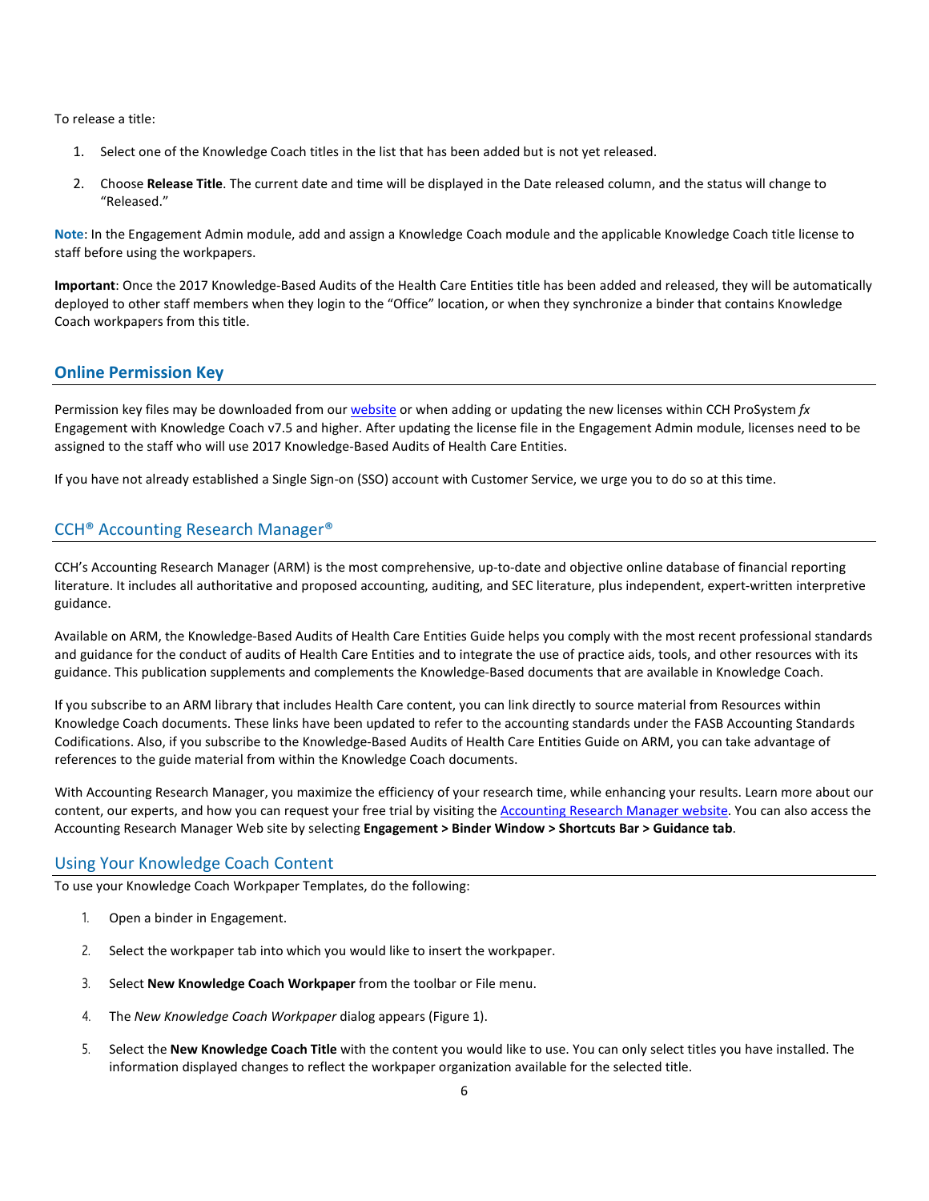To release a title:

1. Select one of the Knowledge Coach titles in the list that has been added but is not yet released.
2. Choose **Release Title**. The current date and time will be displayed in the Date released column, and the status will change to "Released."

**Note**: In the Engagement Admin module, add and assign a Knowledge Coach module and the applicable Knowledge Coach title license to staff before using the workpapers.

**Important**: Once the 2017 Knowledge-Based Audits of the Health Care Entities title has been added and released, they will be automatically deployed to other staff members when they login to the "Office" location, or when they synchronize a binder that contains Knowledge Coach workpapers from this title.

## Online Permission Key

Permission key files may be downloaded from our website or when adding or updating the new licenses within CCH ProSystem *fx* Engagement with Knowledge Coach v7.5 and higher. After updating the license file in the Engagement Admin module, licenses need to be assigned to the staff who will use 2017 Knowledge-Based Audits of Health Care Entities.

If you have not already established a Single Sign-on (SSO) account with Customer Service, we urge you to do so at this time.

## CCH® Accounting Research Manager®

CCH's Accounting Research Manager (ARM) is the most comprehensive, up-to-date and objective online database of financial reporting literature. It includes all authoritative and proposed accounting, auditing, and SEC literature, plus independent, expert-written interpretive guidance.

Available on ARM, the Knowledge-Based Audits of Health Care Entities Guide helps you comply with the most recent professional standards and guidance for the conduct of audits of Health Care Entities and to integrate the use of practice aids, tools, and other resources with its guidance. This publication supplements and complements the Knowledge-Based documents that are available in Knowledge Coach.

If you subscribe to an ARM library that includes Health Care content, you can link directly to source material from Resources within Knowledge Coach documents. These links have been updated to refer to the accounting standards under the FASB Accounting Standards Codifications. Also, if you subscribe to the Knowledge-Based Audits of Health Care Entities Guide on ARM, you can take advantage of references to the guide material from within the Knowledge Coach documents.

With Accounting Research Manager, you maximize the efficiency of your research time, while enhancing your results. Learn more about our content, our experts, and how you can request your free trial by visiting the Accounting Research Manager website. You can also access the Accounting Research Manager Web site by selecting **Engagement > Binder Window > Shortcuts Bar > Guidance tab**.

## Using Your Knowledge Coach Content

To use your Knowledge Coach Workpaper Templates, do the following:

1. Open a binder in Engagement.
2. Select the workpaper tab into which you would like to insert the workpaper.
3. Select **New Knowledge Coach Workpaper** from the toolbar or File menu.
4. The *New Knowledge Coach Workpaper* dialog appears (Figure 1).
5. Select the **New Knowledge Coach Title** with the content you would like to use. You can only select titles you have installed. The information displayed changes to reflect the workpaper organization available for the selected title.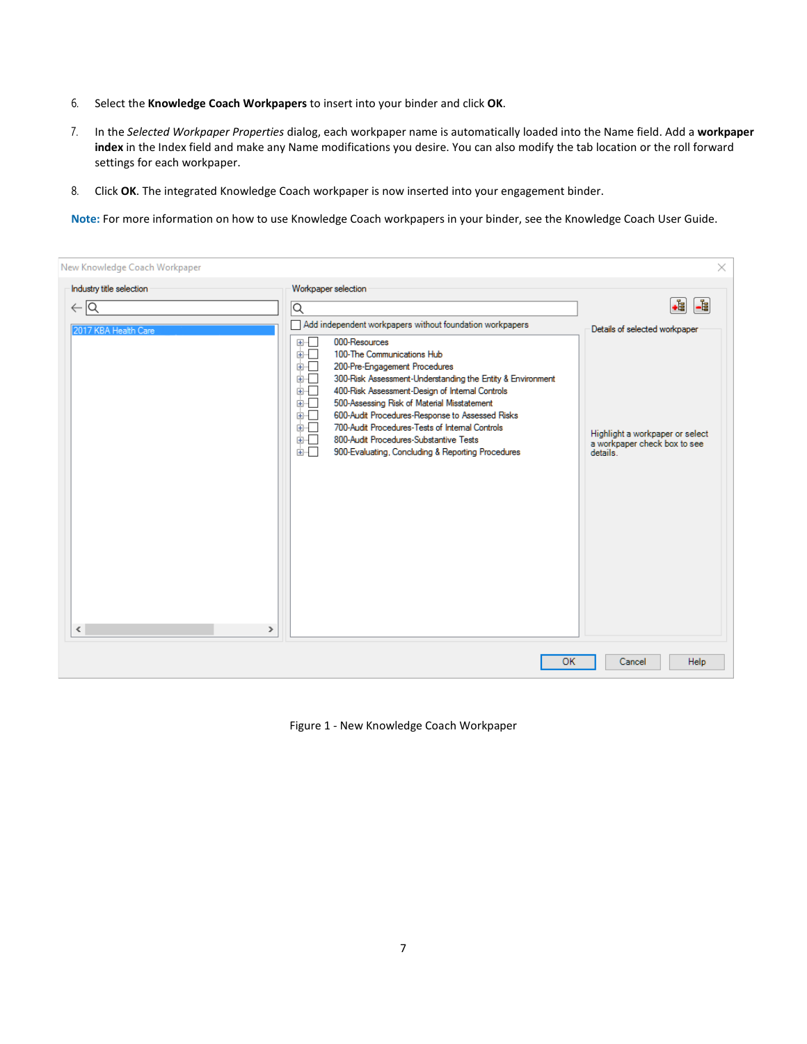6. Select the **Knowledge Coach Workpapers** to insert into your binder and click **OK**.

7. In the *Selected Workpaper Properties* dialog, each workpaper name is automatically loaded into the Name field. Add a **workpaper index** in the Index field and make any Name modifications you desire. You can also modify the tab location or the roll forward settings for each workpaper.

8. Click **OK**. The integrated Knowledge Coach workpaper is now inserted into your engagement binder.

**Note:** For more information on how to use Knowledge Coach workpapers in your binder, see the Knowledge Coach User Guide.

Figure 1 - New Knowledge Coach Workpaper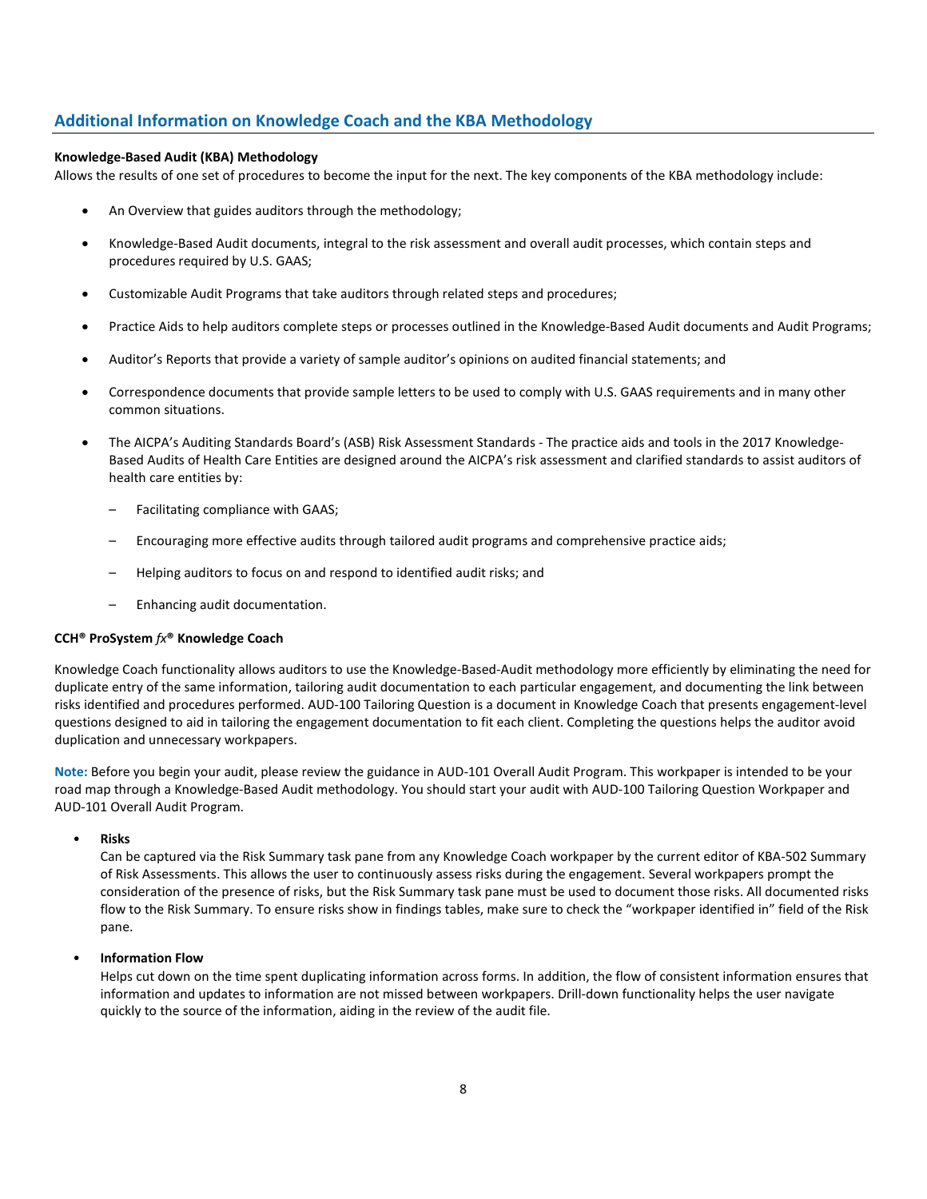## Additional Information on Knowledge Coach and the KBA Methodology

**Knowledge-Based Audit (KBA) Methodology**

Allows the results of one set of procedures to become the input for the next. The key components of the KBA methodology include:

- An Overview that guides auditors through the methodology;
- Knowledge-Based Audit documents, integral to the risk assessment and overall audit processes, which contain steps and procedures required by U.S. GAAS;
- Customizable Audit Programs that take auditors through related steps and procedures;
- Practice Aids to help auditors complete steps or processes outlined in the Knowledge-Based Audit documents and Audit Programs;
- Auditor's Reports that provide a variety of sample auditor's opinions on audited financial statements; and
- Correspondence documents that provide sample letters to be used to comply with U.S. GAAS requirements and in many other common situations.
- The AICPA's Auditing Standards Board's (ASB) Risk Assessment Standards - The practice aids and tools in the 2017 Knowledge-Based Audits of Health Care Entities are designed around the AICPA's risk assessment and clarified standards to assist auditors of health care entities by:
  - Facilitating compliance with GAAS;
  - Encouraging more effective audits through tailored audit programs and comprehensive practice aids;
  - Helping auditors to focus on and respond to identified audit risks; and
  - Enhancing audit documentation.

**CCH® ProSystem *fx*® Knowledge Coach**

Knowledge Coach functionality allows auditors to use the Knowledge-Based-Audit methodology more efficiently by eliminating the need for duplicate entry of the same information, tailoring audit documentation to each particular engagement, and documenting the link between risks identified and procedures performed. AUD-100 Tailoring Question is a document in Knowledge Coach that presents engagement-level questions designed to aid in tailoring the engagement documentation to fit each client. Completing the questions helps the auditor avoid duplication and unnecessary workpapers.

**Note:** Before you begin your audit, please review the guidance in AUD-101 Overall Audit Program. This workpaper is intended to be your road map through a Knowledge-Based Audit methodology. You should start your audit with AUD-100 Tailoring Question Workpaper and AUD-101 Overall Audit Program.

- **Risks**
  Can be captured via the Risk Summary task pane from any Knowledge Coach workpaper by the current editor of KBA-502 Summary of Risk Assessments. This allows the user to continuously assess risks during the engagement. Several workpapers prompt the consideration of the presence of risks, but the Risk Summary task pane must be used to document those risks. All documented risks flow to the Risk Summary. To ensure risks show in findings tables, make sure to check the "workpaper identified in" field of the Risk pane.

- **Information Flow**
  Helps cut down on the time spent duplicating information across forms. In addition, the flow of consistent information ensures that information and updates to information are not missed between workpapers. Drill-down functionality helps the user navigate quickly to the source of the information, aiding in the review of the audit file.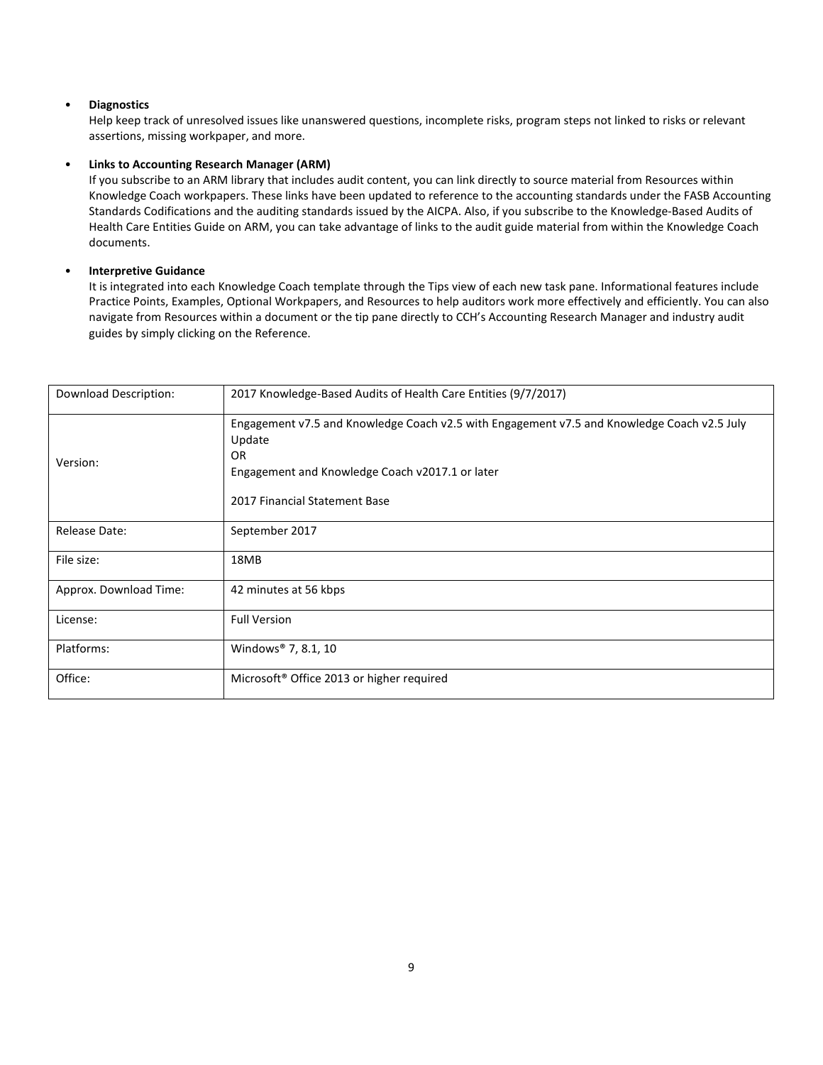- **Diagnostics**
  Help keep track of unresolved issues like unanswered questions, incomplete risks, program steps not linked to risks or relevant assertions, missing workpaper, and more.

- **Links to Accounting Research Manager (ARM)**
  If you subscribe to an ARM library that includes audit content, you can link directly to source material from Resources within Knowledge Coach workpapers. These links have been updated to reference to the accounting standards under the FASB Accounting Standards Codifications and the auditing standards issued by the AICPA. Also, if you subscribe to the Knowledge-Based Audits of Health Care Entities Guide on ARM, you can take advantage of links to the audit guide material from within the Knowledge Coach documents.

- **Interpretive Guidance**
  It is integrated into each Knowledge Coach template through the Tips view of each new task pane. Informational features include Practice Points, Examples, Optional Workpapers, and Resources to help auditors work more effectively and efficiently. You can also navigate from Resources within a document or the tip pane directly to CCH's Accounting Research Manager and industry audit guides by simply clicking on the Reference.

| | |
|---|---|
| Download Description: | 2017 Knowledge-Based Audits of Health Care Entities (9/7/2017) |
| Version: | Engagement v7.5 and Knowledge Coach v2.5 with Engagement v7.5 and Knowledge Coach v2.5 July Update<br>OR<br>Engagement and Knowledge Coach v2017.1 or later<br><br>2017 Financial Statement Base |
| Release Date: | September 2017 |
| File size: | 18MB |
| Approx. Download Time: | 42 minutes at 56 kbps |
| License: | Full Version |
| Platforms: | Windows® 7, 8.1, 10 |
| Office: | Microsoft® Office 2013 or higher required |